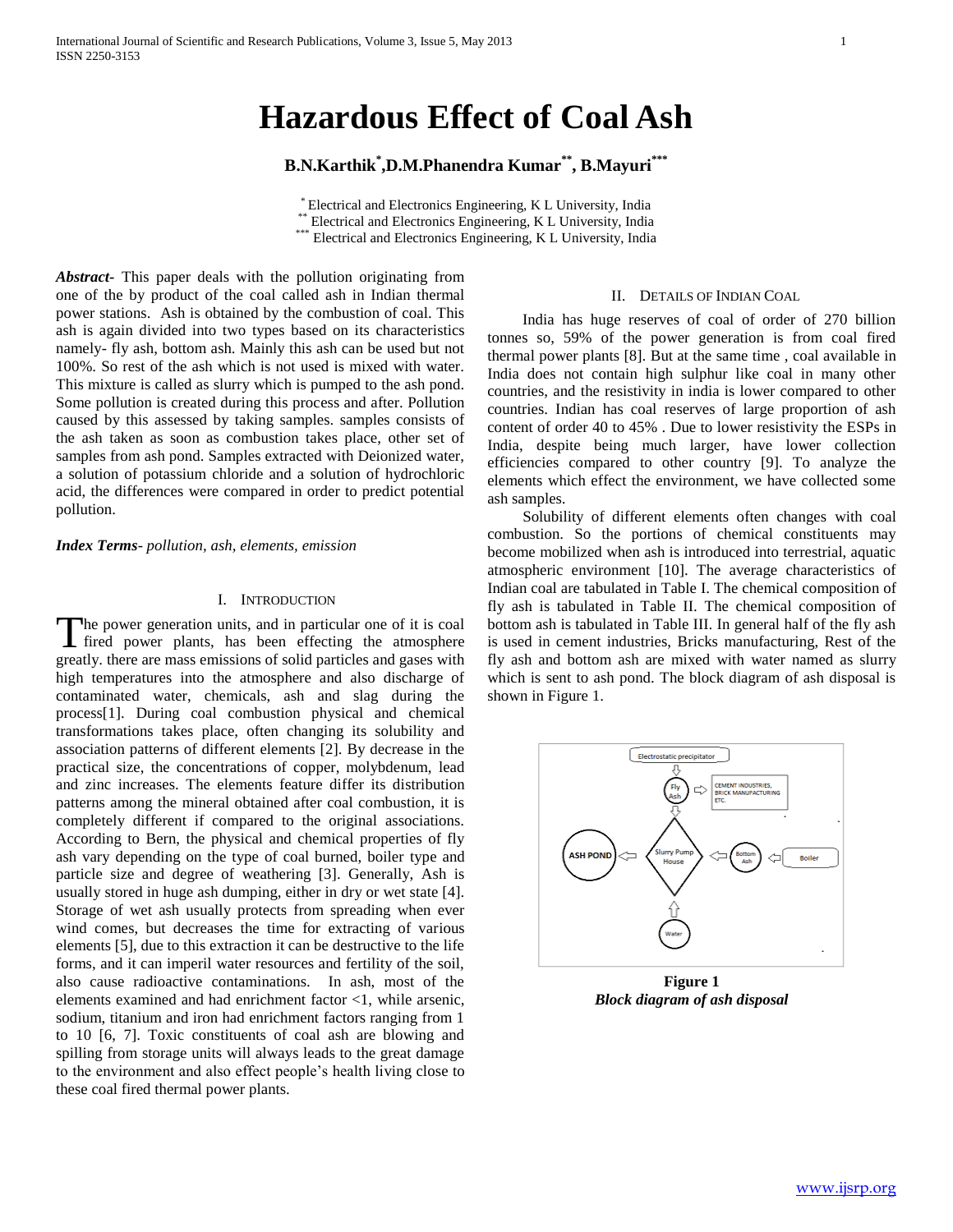# Hazardous Effect of Coal Ash

**B.N.Karthik[*], D.M.Phanendra Kumar[**], B.Mayuri[***]**

[*] Electrical and Electronics Engineering, K L University, India
[**] Electrical and Electronics Engineering, K L University, India
[***] Electrical and Electronics Engineering, K L University, India

***Abstract-*** This paper deals with the pollution originating from one of the by product of the coal called ash in Indian thermal power stations. Ash is obtained by the combustion of coal. This ash is again divided into two types based on its characteristics namely- fly ash, bottom ash. Mainly this ash can be used but not 100%. So rest of the ash which is not used is mixed with water. This mixture is called as slurry which is pumped to the ash pond. Some pollution is created during this process and after. Pollution caused by this assessed by taking samples. samples consists of the ash taken as soon as combustion takes place, other set of samples from ash pond. Samples extracted with Deionized water, a solution of potassium chloride and a solution of hydrochloric acid, the differences were compared in order to predict potential pollution.

***Index Terms****- pollution, ash, elements, emission*

## I. Introduction

The power generation units, and in particular one of it is coal fired power plants, has been effecting the atmosphere greatly. there are mass emissions of solid particles and gases with high temperatures into the atmosphere and also discharge of contaminated water, chemicals, ash and slag during the process[1]. During coal combustion physical and chemical transformations takes place, often changing its solubility and association patterns of different elements [2]. By decrease in the practical size, the concentrations of copper, molybdenum, lead and zinc increases. The elements feature differ its distribution patterns among the mineral obtained after coal combustion, it is completely different if compared to the original associations. According to Bern, the physical and chemical properties of fly ash vary depending on the type of coal burned, boiler type and particle size and degree of weathering [3]. Generally, Ash is usually stored in huge ash dumping, either in dry or wet state [4]. Storage of wet ash usually protects from spreading when ever wind comes, but decreases the time for extracting of various elements [5], due to this extraction it can be destructive to the life forms, and it can imperil water resources and fertility of the soil, also cause radioactive contaminations. In ash, most of the elements examined and had enrichment factor <1, while arsenic, sodium, titanium and iron had enrichment factors ranging from 1 to 10 [6, 7]. Toxic constituents of coal ash are blowing and spilling from storage units will always leads to the great damage to the environment and also effect people's health living close to these coal fired thermal power plants.

## II. Details of Indian Coal

India has huge reserves of coal of order of 270 billion tonnes so, 59% of the power generation is from coal fired thermal power plants [8]. But at the same time , coal available in India does not contain high sulphur like coal in many other countries, and the resistivity in india is lower compared to other countries. Indian has coal reserves of large proportion of ash content of order 40 to 45% . Due to lower resistivity the ESPs in India, despite being much larger, have lower collection efficiencies compared to other country [9]. To analyze the elements which effect the environment, we have collected some ash samples.

Solubility of different elements often changes with coal combustion. So the portions of chemical constituents may become mobilized when ash is introduced into terrestrial, aquatic atmospheric environment [10]. The average characteristics of Indian coal are tabulated in Table I. The chemical composition of fly ash is tabulated in Table II. The chemical composition of bottom ash is tabulated in Table III. In general half of the fly ash is used in cement industries, Bricks manufacturing, Rest of the fly ash and bottom ash are mixed with water named as slurry which is sent to ash pond. The block diagram of ash disposal is shown in Figure 1.

**Figure 1**
***Block diagram of ash disposal***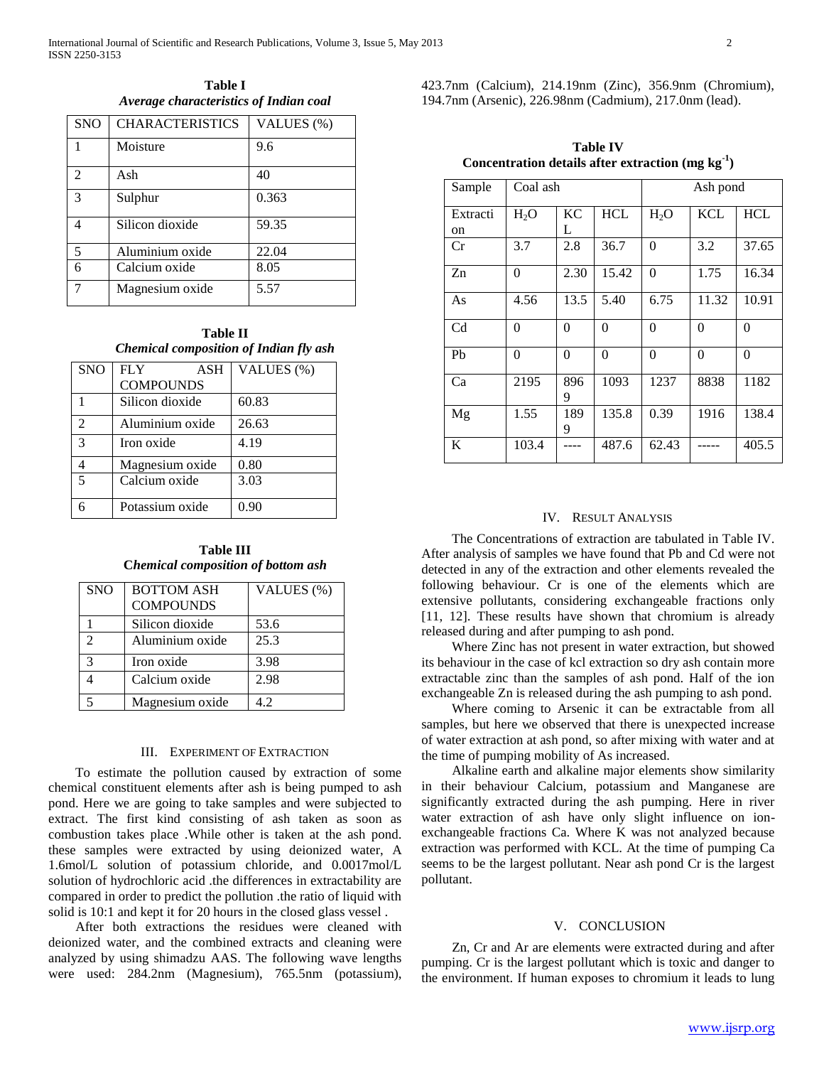**Table I**
*Average characteristics of Indian coal*

| SNO | CHARACTERISTICS | VALUES (%) |
|---|---|---|
| 1 | Moisture | 9.6 |
| 2 | Ash | 40 |
| 3 | Sulphur | 0.363 |
| 4 | Silicon dioxide | 59.35 |
| 5 | Aluminium oxide | 22.04 |
| 6 | Calcium oxide | 8.05 |
| 7 | Magnesium oxide | 5.57 |

**Table II**
*Chemical composition of Indian fly ash*

| SNO | FLY ASH COMPOUNDS | VALUES (%) |
|---|---|---|
| 1 | Silicon dioxide | 60.83 |
| 2 | Aluminium oxide | 26.63 |
| 3 | Iron oxide | 4.19 |
| 4 | Magnesium oxide | 0.80 |
| 5 | Calcium oxide | 3.03 |
| 6 | Potassium oxide | 0.90 |

**Table III**
**C*hemical composition of bottom ash***

| SNO | BOTTOM ASH COMPOUNDS | VALUES (%) |
|---|---|---|
| 1 | Silicon dioxide | 53.6 |
| 2 | Aluminium oxide | 25.3 |
| 3 | Iron oxide | 3.98 |
| 4 | Calcium oxide | 2.98 |
| 5 | Magnesium oxide | 4.2 |

## III. EXPERIMENT OF EXTRACTION

To estimate the pollution caused by extraction of some chemical constituent elements after ash is being pumped to ash pond. Here we are going to take samples and were subjected to extract. The first kind consisting of ash taken as soon as combustion takes place .While other is taken at the ash pond. these samples were extracted by using deionized water, A 1.6mol/L solution of potassium chloride, and 0.0017mol/L solution of hydrochloric acid .the differences in extractability are compared in order to predict the pollution .the ratio of liquid with solid is 10:1 and kept it for 20 hours in the closed glass vessel .

After both extractions the residues were cleaned with deionized water, and the combined extracts and cleaning were analyzed by using shimadzu AAS. The following wave lengths were used: 284.2nm (Magnesium), 765.5nm (potassium), 423.7nm (Calcium), 214.19nm (Zinc), 356.9nm (Chromium), 194.7nm (Arsenic), 226.98nm (Cadmium), 217.0nm (lead).

**Table IV**
**Concentration details after extraction (mg kg$^{-1}$)**

| Sample | Coal ash | | | Ash pond | | |
|---|---|---|---|---|---|---|
| Extraction | $H_2O$ | KCL | HCL | $H_2O$ | KCL | HCL |
| Cr | 3.7 | 2.8 | 36.7 | 0 | 3.2 | 37.65 |
| Zn | 0 | 2.30 | 15.42 | 0 | 1.75 | 16.34 |
| As | 4.56 | 13.5 | 5.40 | 6.75 | 11.32 | 10.91 |
| Cd | 0 | 0 | 0 | 0 | 0 | 0 |
| Pb | 0 | 0 | 0 | 0 | 0 | 0 |
| Ca | 2195 | 8969 | 1093 | 1237 | 8838 | 1182 |
| Mg | 1.55 | 1899 | 135.8 | 0.39 | 1916 | 138.4 |
| K | 103.4 | ---- | 487.6 | 62.43 | ----- | 405.5 |

## IV. RESULT ANALYSIS

The Concentrations of extraction are tabulated in Table IV. After analysis of samples we have found that Pb and Cd were not detected in any of the extraction and other elements revealed the following behaviour. Cr is one of the elements which are extensive pollutants, considering exchangeable fractions only [11, 12]. These results have shown that chromium is already released during and after pumping to ash pond.

Where Zinc has not present in water extraction, but showed its behaviour in the case of kcl extraction so dry ash contain more extractable zinc than the samples of ash pond. Half of the ion exchangeable Zn is released during the ash pumping to ash pond.

Where coming to Arsenic it can be extractable from all samples, but here we observed that there is unexpected increase of water extraction at ash pond, so after mixing with water and at the time of pumping mobility of As increased.

Alkaline earth and alkaline major elements show similarity in their behaviour Calcium, potassium and Manganese are significantly extracted during the ash pumping. Here in river water extraction of ash have only slight influence on ion-exchangeable fractions Ca. Where K was not analyzed because extraction was performed with KCL. At the time of pumping Ca seems to be the largest pollutant. Near ash pond Cr is the largest pollutant.

## V. CONCLUSION

Zn, Cr and Ar are elements were extracted during and after pumping. Cr is the largest pollutant which is toxic and danger to the environment. If human exposes to chromium it leads to lung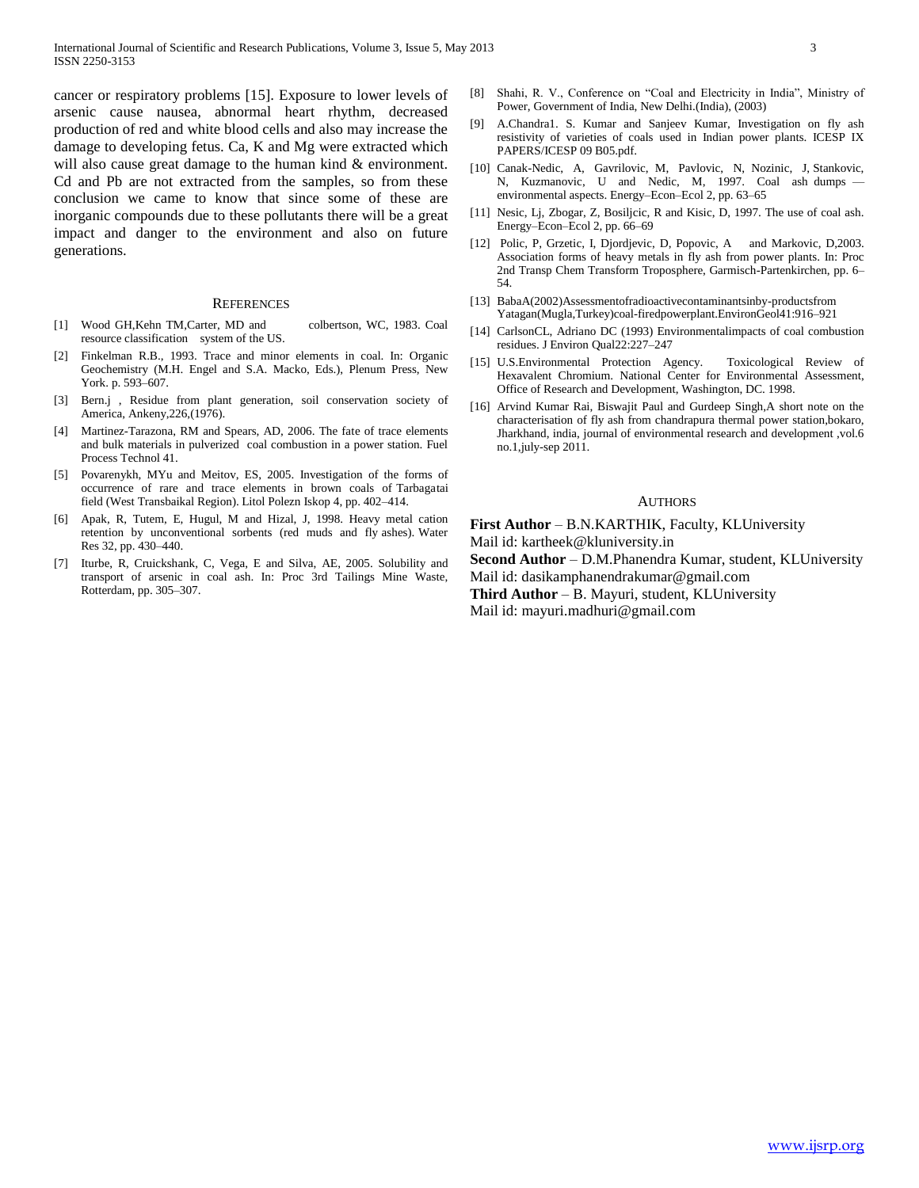cancer or respiratory problems [15]. Exposure to lower levels of arsenic cause nausea, abnormal heart rhythm, decreased production of red and white blood cells and also may increase the damage to developing fetus. Ca, K and Mg were extracted which will also cause great damage to the human kind & environment. Cd and Pb are not extracted from the samples, so from these conclusion we came to know that since some of these are inorganic compounds due to these pollutants there will be a great impact and danger to the environment and also on future generations.

## REFERENCES

[1] Wood GH,Kehn TM,Carter, MD and colbertson, WC, 1983. Coal resource classification system of the US.

[2] Finkelman R.B., 1993. Trace and minor elements in coal. In: Organic Geochemistry (M.H. Engel and S.A. Macko, Eds.), Plenum Press, New York. p. 593–607.

[3] Bern.j , Residue from plant generation, soil conservation society of America, Ankeny,226,(1976).

[4] Martinez-Tarazona, RM and Spears, AD, 2006. The fate of trace elements and bulk materials in pulverized coal combustion in a power station. Fuel Process Technol 41.

[5] Povarenykh, MYu and Meitov, ES, 2005. Investigation of the forms of occurrence of rare and trace elements in brown coals of Tarbagatai field (West Transbaikal Region). Litol Polezn Iskop 4, pp. 402–414.

[6] Apak, R, Tutem, E, Hugul, M and Hizal, J, 1998. Heavy metal cation retention by unconventional sorbents (red muds and fly ashes). Water Res 32, pp. 430–440.

[7] Iturbe, R, Cruickshank, C, Vega, E and Silva, AE, 2005. Solubility and transport of arsenic in coal ash. In: Proc 3rd Tailings Mine Waste, Rotterdam, pp. 305–307.

[8] Shahi, R. V., Conference on "Coal and Electricity in India", Ministry of Power, Government of India, New Delhi.(India), (2003)

[9] A.Chandra1. S. Kumar and Sanjeev Kumar, Investigation on fly ash resistivity of varieties of coals used in Indian power plants. ICESP IX PAPERS/ICESP 09 B05.pdf.

[10] Canak-Nedic, A, Gavrilovic, M, Pavlovic, N, Nozinic, J, Stankovic, N, Kuzmanovic, U and Nedic, M, 1997. Coal ash dumps — environmental aspects. Energy–Econ–Ecol 2, pp. 63–65

[11] Nesic, Lj, Zbogar, Z, Bosiljcic, R and Kisic, D, 1997. The use of coal ash. Energy–Econ–Ecol 2, pp. 66–69

[12] Polic, P, Grzetic, I, Djordjevic, D, Popovic, A and Markovic, D,2003. Association forms of heavy metals in fly ash from power plants. In: Proc 2nd Transp Chem Transform Troposphere, Garmisch-Partenkirchen, pp. 6–54.

[13] BabaA(2002)Assessmentofradioactivecontaminantsinby-productsfrom Yatagan(Mugla,Turkey)coal-firedpowerplant.EnvironGeol41:916–921

[14] CarlsonCL, Adriano DC (1993) Environmentalimpacts of coal combustion residues. J Environ Qual22:227–247

[15] U.S.Environmental Protection Agency. Toxicological Review of Hexavalent Chromium. National Center for Environmental Assessment, Office of Research and Development, Washington, DC. 1998.

[16] Arvind Kumar Rai, Biswajit Paul and Gurdeep Singh,A short note on the characterisation of fly ash from chandrapura thermal power station,bokaro, Jharkhand, india, journal of environmental research and development ,vol.6 no.1,july-sep 2011.

## AUTHORS

**First Author** – B.N.KARTHIK, Faculty, KLUniversity
Mail id: kartheek@kluniversity.in

**Second Author** – D.M.Phanendra Kumar, student, KLUniversity
Mail id: dasikamphanendrakumar@gmail.com

**Third Author** – B. Mayuri, student, KLUniversity
Mail id: mayuri.madhuri@gmail.com